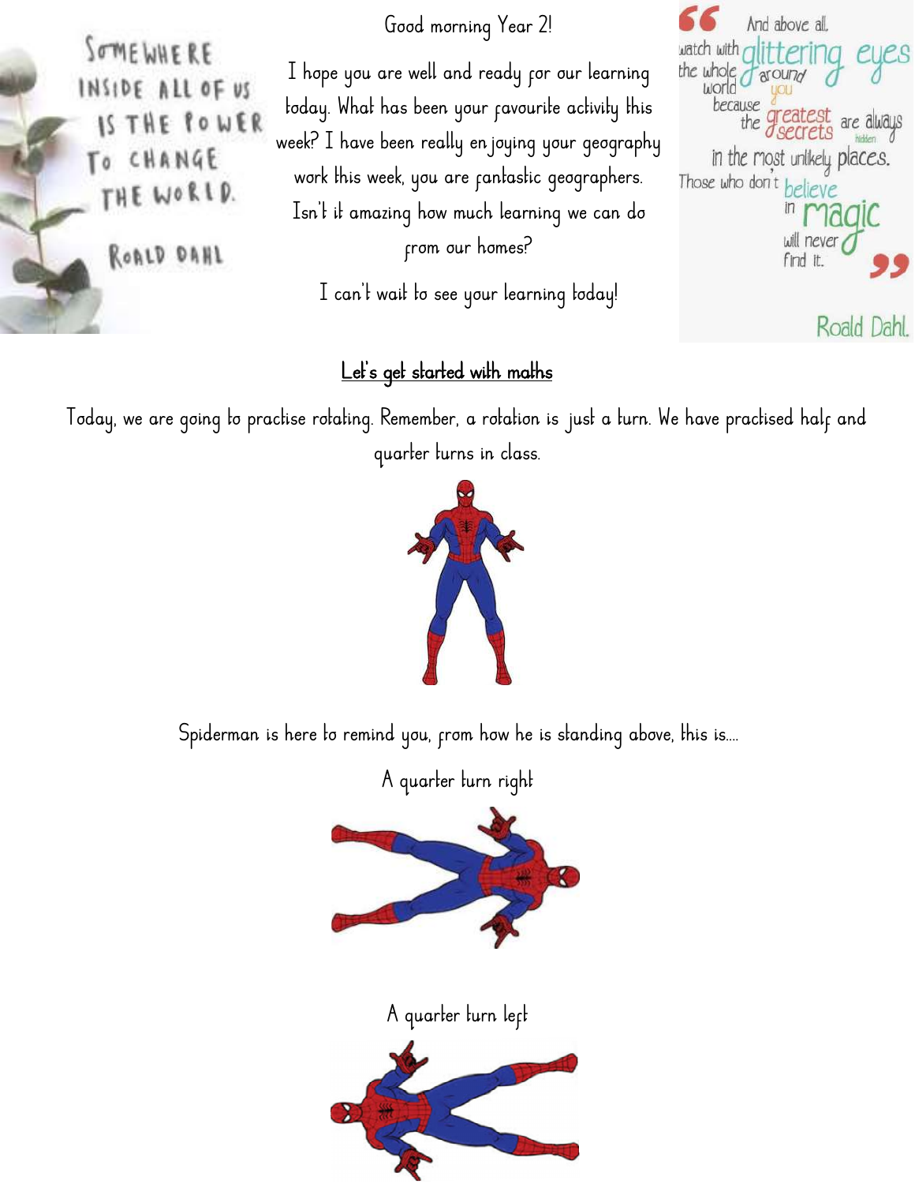Somewhere inside all of us is the power to change the world.

Roald Dahl

Good morning Year 2!

I hope you are well and ready for our learning today. What has been your favourite activity this week? I have been really enjoying your geography work this week, you are fantastic geographers. Isn't it amazing how much learning we can do from our homes?

I can't wait to see your learning today!

"And above all, watch with glittering eyes the whole world around you because the greatest secrets are always hidden in the most unlikely places. Those who don't believe in magic will never find it."

Roald Dahl

## Let's get started with maths

Today, we are going to practise rotating. Remember, a rotation is just a turn. We have practised half and quarter turns in class.

Spiderman is here to remind you, from how he is standing above, this is....

A quarter turn right

A quarter turn left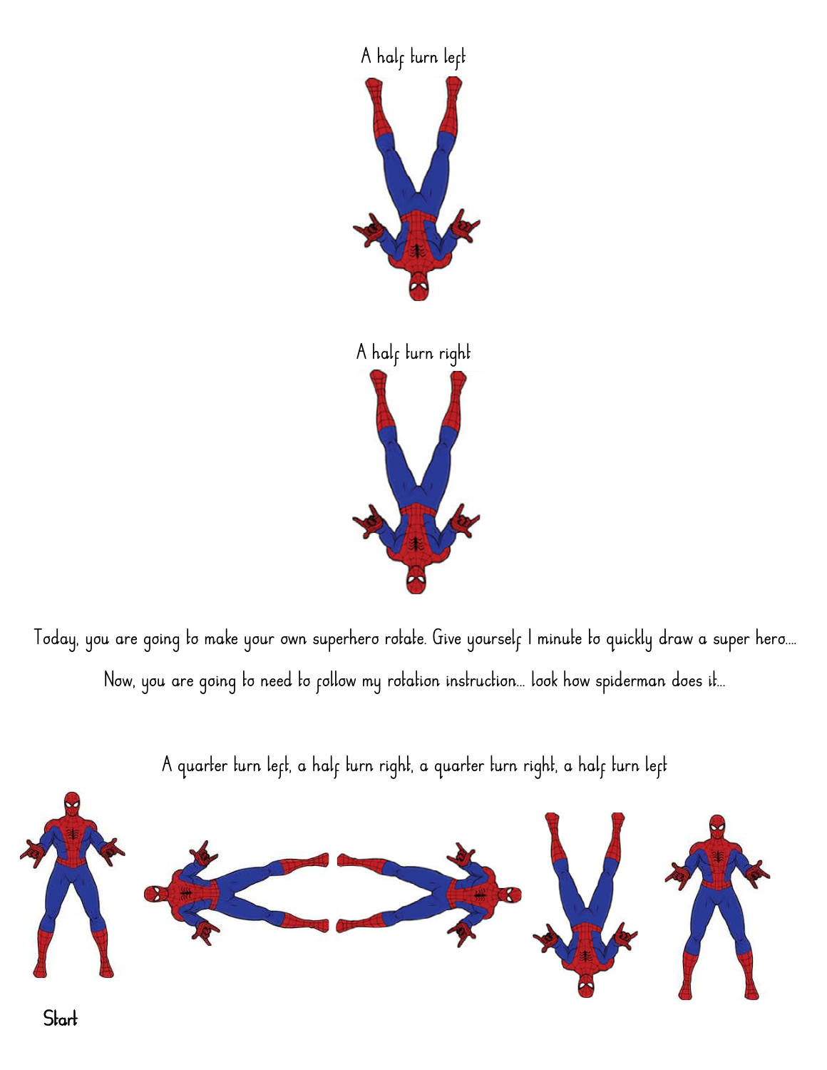A half turn left

A half turn right

Today, you are going to make your own superhero rotate. Give yourself 1 minute to quickly draw a super hero....

Now, you are going to need to follow my rotation instruction... look how spiderman does it...

A quarter turn left, a half turn right, a quarter turn right, a half turn left

Start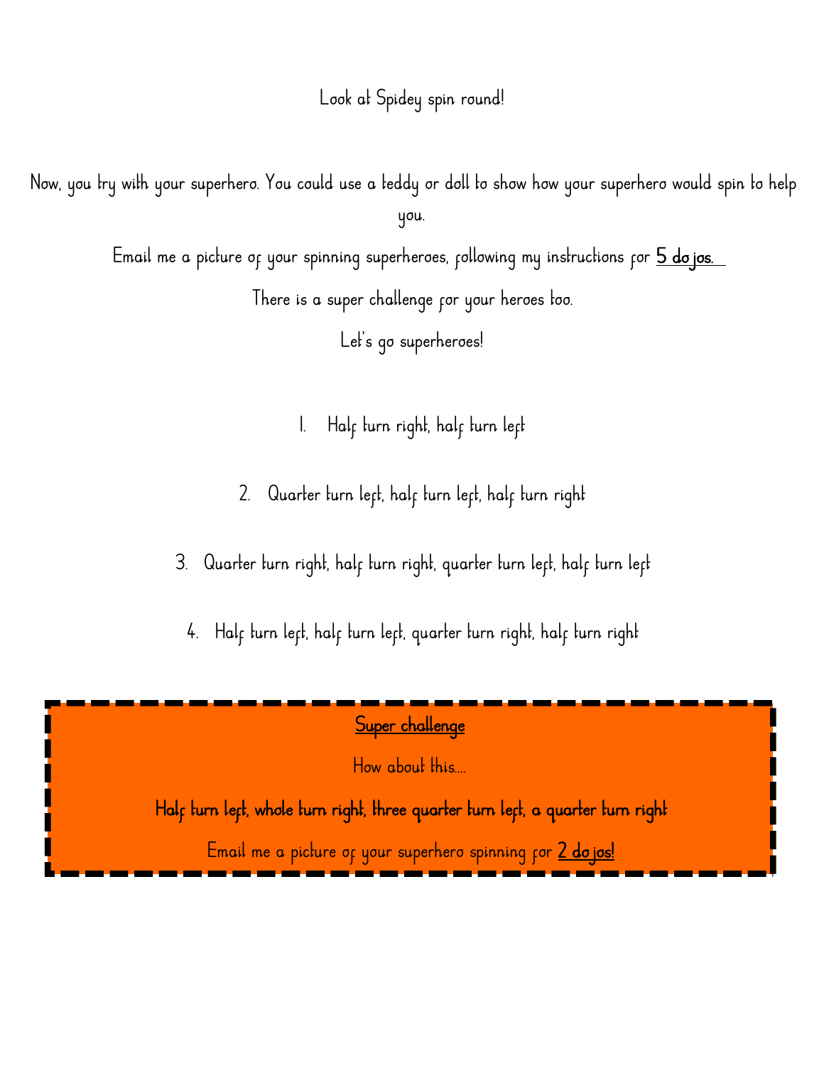Look at Spidey spin round!

Now, you try with your superhero. You could use a teddy or doll to show how your superhero would spin to help you.

Email me a picture of your spinning superheroes, following my instructions for **5 dojos.**

There is a super challenge for your heroes too.

Let's go superheroes!

1. Half turn right, half turn left
2. Quarter turn left, half turn left, half turn right
3. Quarter turn right, half turn right, quarter turn left, half turn left
4. Half turn left, half turn left, quarter turn right, half turn right

**Super challenge**

How about this....

**Half turn left, whole turn right, three quarter turn left, a quarter turn right**

Email me a picture of your superhero spinning for **2 dojos!**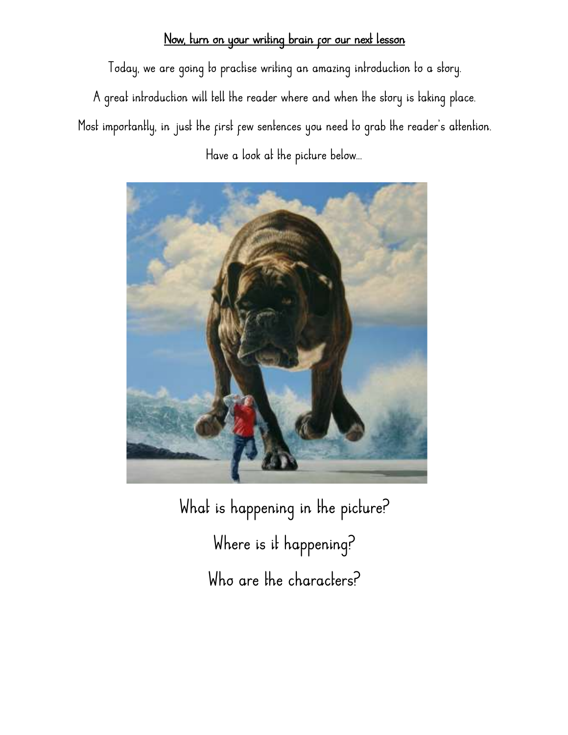**Now, turn on your writing brain for our next lesson**

Today, we are going to practise writing an amazing introduction to a story.

A great introduction will tell the reader where and when the story is taking place.

Most importantly, in just the first few sentences you need to grab the reader's attention.

Have a look at the picture below...

What is happening in the picture?

Where is it happening?

Who are the characters?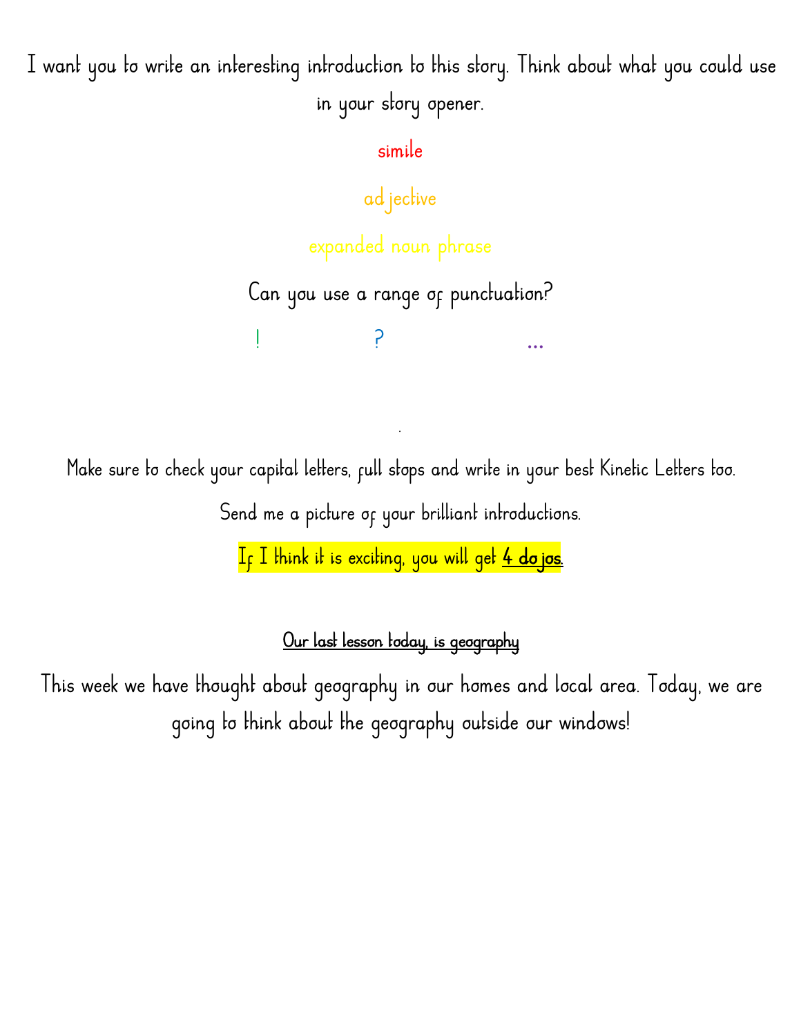I want you to write an interesting introduction to this story. Think about what you could use in your story opener.

simile

ad jective

expanded noun phrase

Can you use a range of punctuation?

! ? ...

.

Make sure to check your capital letters, full stops and write in your best Kinetic Letters too.

Send me a picture of your brilliant introductions.

If I think it is exciting, you will get **4 do jos.**

**Our last lesson today, is geography**

This week we have thought about geography in our homes and local area. Today, we are going to think about the geography outside our windows!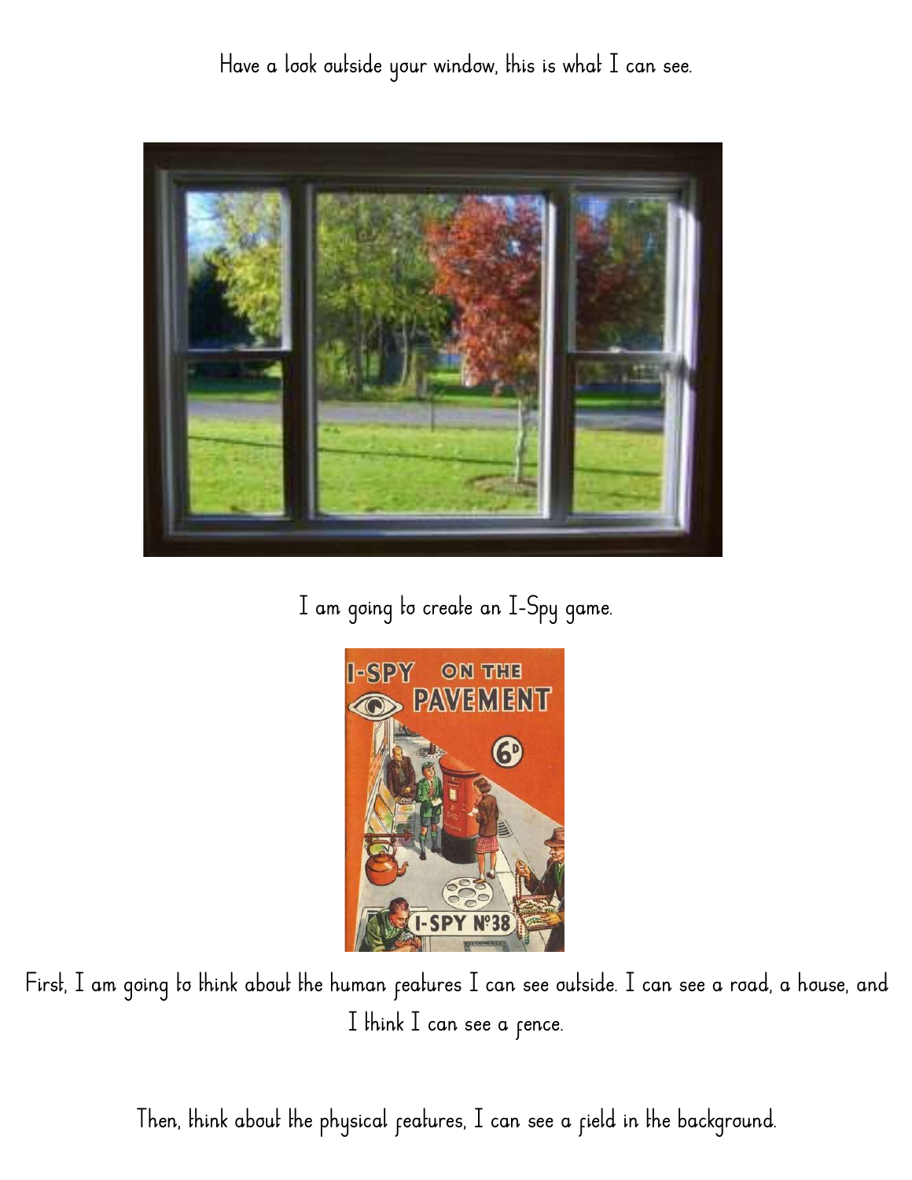Have a look outside your window, this is what I can see.

I am going to create an I-Spy game.

First, I am going to think about the human features I can see outside. I can see a road, a house, and I think I can see a fence.

Then, think about the physical features, I can see a field in the background.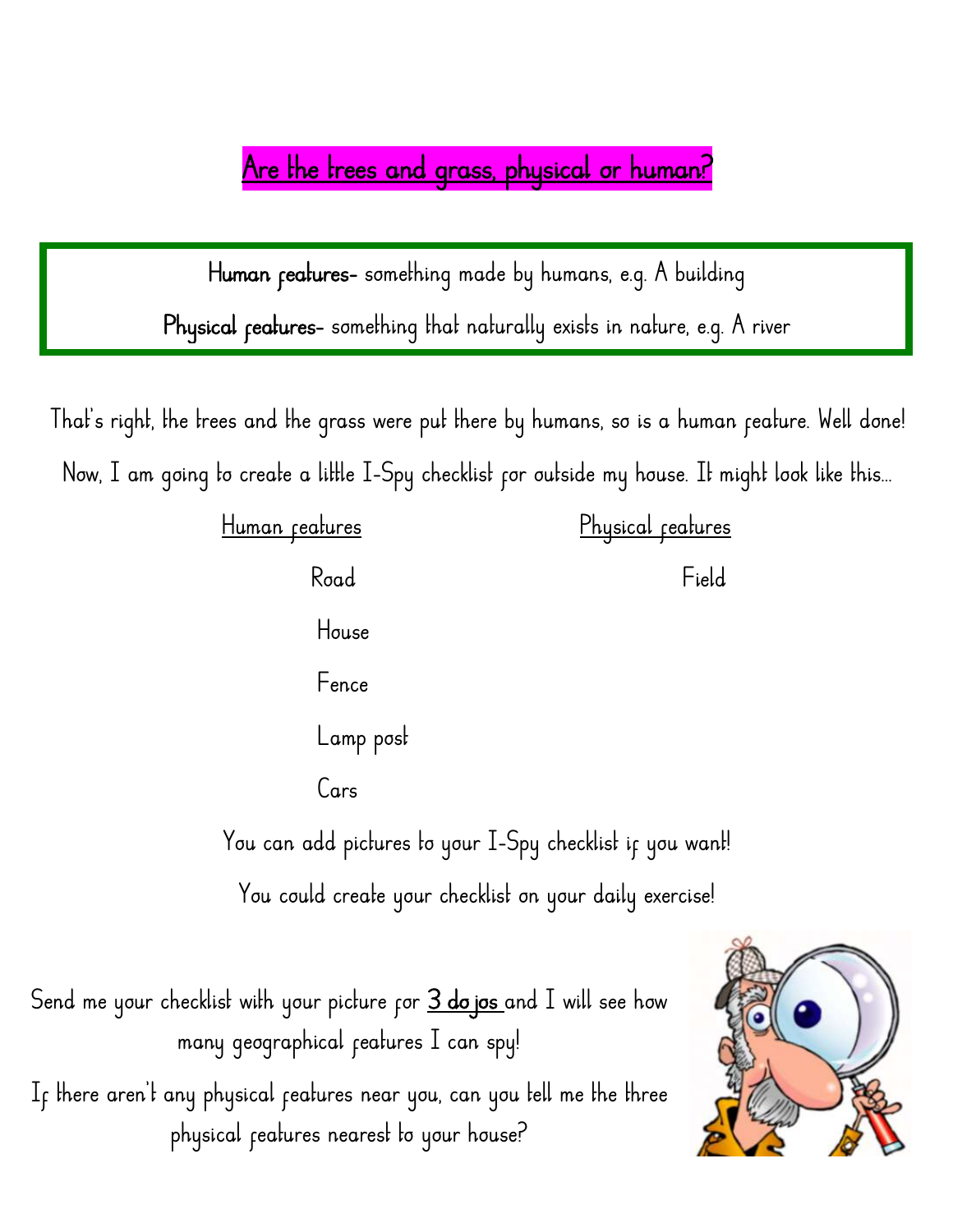# Are the trees and grass, physical or human?

**Human features-** something made by humans, e.g. A building

**Physical features-** something that naturally exists in nature, e.g. A river

That's right, the trees and the grass were put there by humans, so is a human feature. Well done!

Now, I am going to create a little I-Spy checklist for outside my house. It might look like this...

| Human features | Physical features |
| --- | --- |
| Road | Field |
| House | |
| Fence | |
| Lamp post | |
| Cars | |

You can add pictures to your I-Spy checklist if you want!

You could create your checklist on your daily exercise!

Send me your checklist with your picture for 3 do jos and I will see how many geographical features I can spy!

If there aren't any physical features near you, can you tell me the three physical features nearest to your house?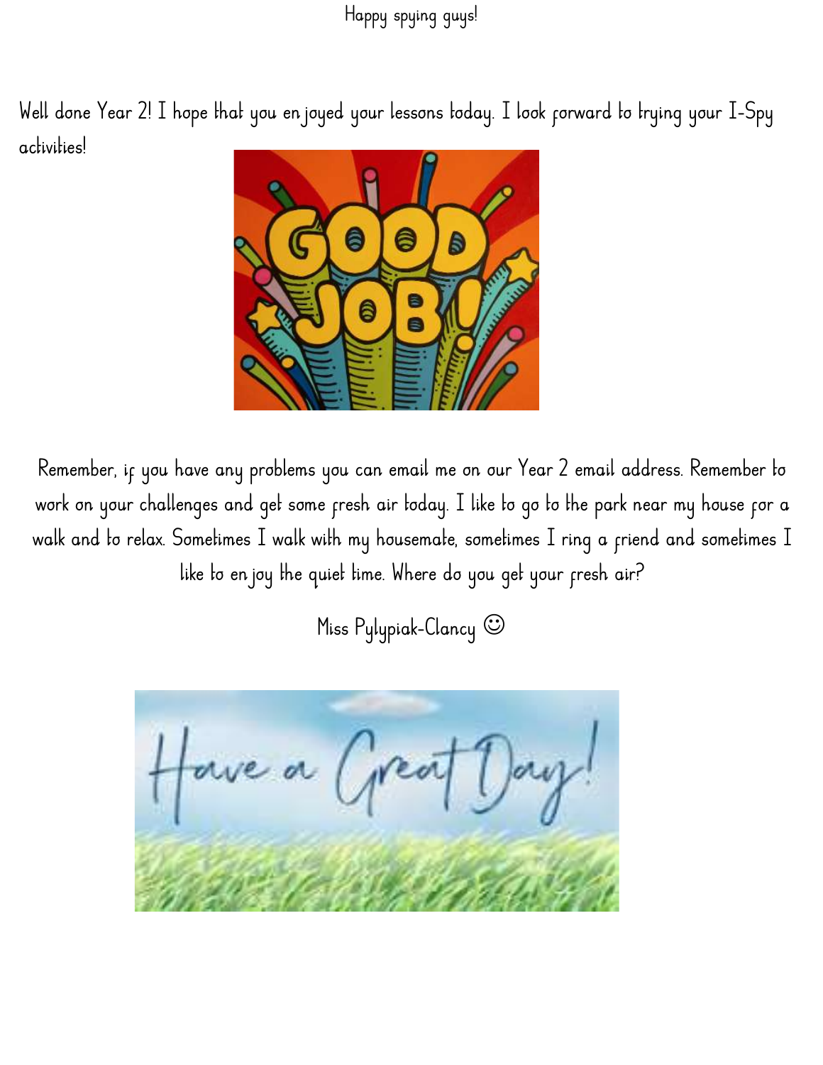Happy spying guys!

Well done Year 2! I hope that you enjoyed your lessons today. I look forward to trying your I-Spy activities!

Remember, if you have any problems you can email me on our Year 2 email address. Remember to work on your challenges and get some fresh air today. I like to go to the park near my house for a walk and to relax. Sometimes I walk with my housemate, sometimes I ring a friend and sometimes I like to enjoy the quiet time. Where do you get your fresh air?

Miss Pylypiak-Clancy ☺